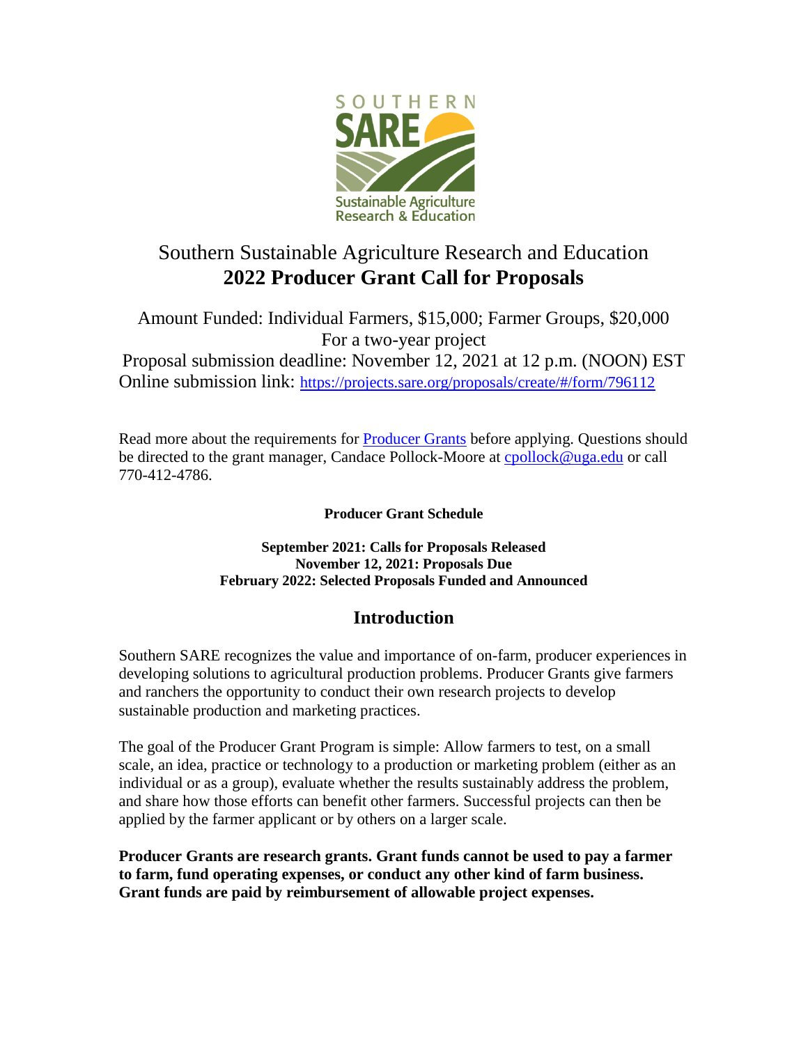# Southern Sustainable Agriculture Research and Education
# **2022 Producer Grant Call for Proposals**

Amount Funded: Individual Farmers, $15,000; Farmer Groups, $20,000
For a two-year project
Proposal submission deadline: November 12, 2021 at 12 p.m. (NOON) EST
Online submission link: https://projects.sare.org/proposals/create/#/form/796112

Read more about the requirements for Producer Grants before applying. Questions should be directed to the grant manager, Candace Pollock-Moore at cpollock@uga.edu or call 770-412-4786.

**Producer Grant Schedule**

**September 2021: Calls for Proposals Released**
**November 12, 2021: Proposals Due**
**February 2022: Selected Proposals Funded and Announced**

## Introduction

Southern SARE recognizes the value and importance of on-farm, producer experiences in developing solutions to agricultural production problems. Producer Grants give farmers and ranchers the opportunity to conduct their own research projects to develop sustainable production and marketing practices.

The goal of the Producer Grant Program is simple: Allow farmers to test, on a small scale, an idea, practice or technology to a production or marketing problem (either as an individual or as a group), evaluate whether the results sustainably address the problem, and share how those efforts can benefit other farmers. Successful projects can then be applied by the farmer applicant or by others on a larger scale.

**Producer Grants are research grants. Grant funds cannot be used to pay a farmer to farm, fund operating expenses, or conduct any other kind of farm business. Grant funds are paid by reimbursement of allowable project expenses.**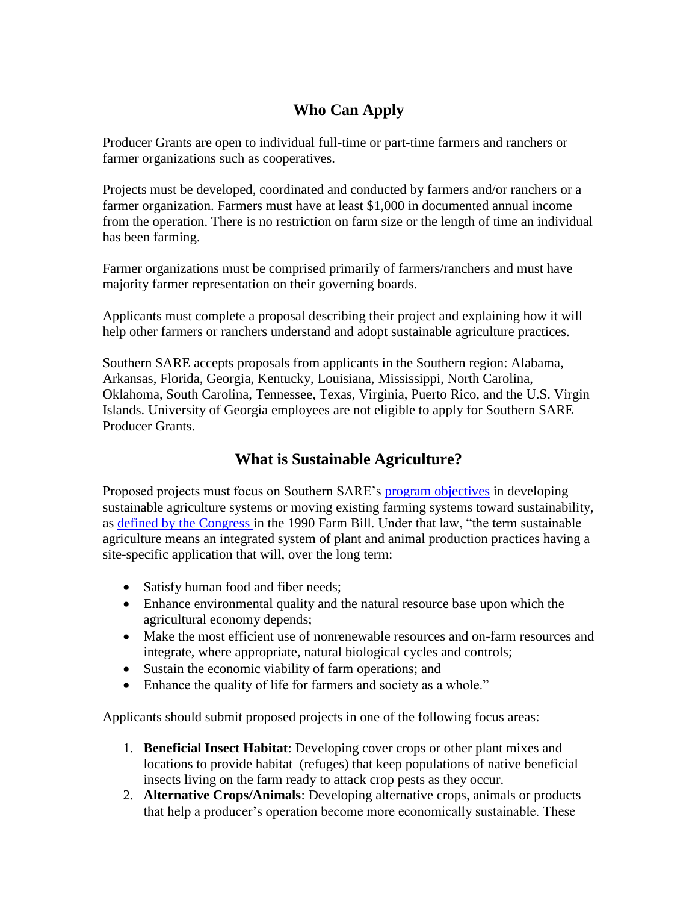## Who Can Apply

Producer Grants are open to individual full-time or part-time farmers and ranchers or farmer organizations such as cooperatives.

Projects must be developed, coordinated and conducted by farmers and/or ranchers or a farmer organization. Farmers must have at least $1,000 in documented annual income from the operation. There is no restriction on farm size or the length of time an individual has been farming.

Farmer organizations must be comprised primarily of farmers/ranchers and must have majority farmer representation on their governing boards.

Applicants must complete a proposal describing their project and explaining how it will help other farmers or ranchers understand and adopt sustainable agriculture practices.

Southern SARE accepts proposals from applicants in the Southern region: Alabama, Arkansas, Florida, Georgia, Kentucky, Louisiana, Mississippi, North Carolina, Oklahoma, South Carolina, Tennessee, Texas, Virginia, Puerto Rico, and the U.S. Virgin Islands. University of Georgia employees are not eligible to apply for Southern SARE Producer Grants.

## What is Sustainable Agriculture?

Proposed projects must focus on Southern SARE's program objectives in developing sustainable agriculture systems or moving existing farming systems toward sustainability, as defined by the Congress in the 1990 Farm Bill. Under that law, "the term sustainable agriculture means an integrated system of plant and animal production practices having a site-specific application that will, over the long term:

- Satisfy human food and fiber needs;
- Enhance environmental quality and the natural resource base upon which the agricultural economy depends;
- Make the most efficient use of nonrenewable resources and on-farm resources and integrate, where appropriate, natural biological cycles and controls;
- Sustain the economic viability of farm operations; and
- Enhance the quality of life for farmers and society as a whole."

Applicants should submit proposed projects in one of the following focus areas:

1. **Beneficial Insect Habitat**: Developing cover crops or other plant mixes and locations to provide habitat (refuges) that keep populations of native beneficial insects living on the farm ready to attack crop pests as they occur.
2. **Alternative Crops/Animals**: Developing alternative crops, animals or products that help a producer's operation become more economically sustainable. These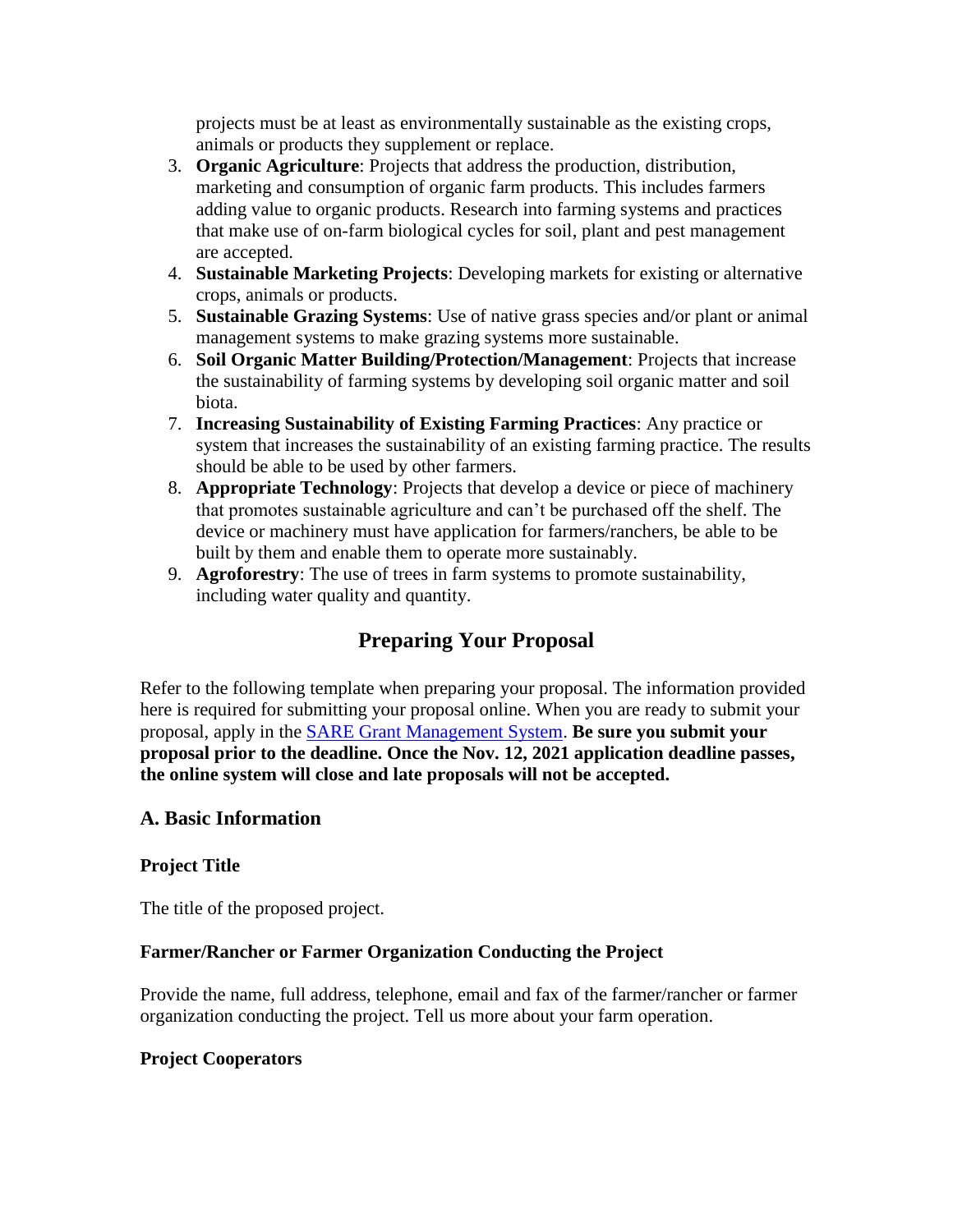projects must be at least as environmentally sustainable as the existing crops, animals or products they supplement or replace.

3. **Organic Agriculture**: Projects that address the production, distribution, marketing and consumption of organic farm products. This includes farmers adding value to organic products. Research into farming systems and practices that make use of on-farm biological cycles for soil, plant and pest management are accepted.
4. **Sustainable Marketing Projects**: Developing markets for existing or alternative crops, animals or products.
5. **Sustainable Grazing Systems**: Use of native grass species and/or plant or animal management systems to make grazing systems more sustainable.
6. **Soil Organic Matter Building/Protection/Management**: Projects that increase the sustainability of farming systems by developing soil organic matter and soil biota.
7. **Increasing Sustainability of Existing Farming Practices**: Any practice or system that increases the sustainability of an existing farming practice. The results should be able to be used by other farmers.
8. **Appropriate Technology**: Projects that develop a device or piece of machinery that promotes sustainable agriculture and can't be purchased off the shelf. The device or machinery must have application for farmers/ranchers, be able to be built by them and enable them to operate more sustainably.
9. **Agroforestry**: The use of trees in farm systems to promote sustainability, including water quality and quantity.

## Preparing Your Proposal

Refer to the following template when preparing your proposal. The information provided here is required for submitting your proposal online. When you are ready to submit your proposal, apply in the SARE Grant Management System. **Be sure you submit your proposal prior to the deadline. Once the Nov. 12, 2021 application deadline passes, the online system will close and late proposals will not be accepted.**

### A. Basic Information

#### Project Title

The title of the proposed project.

#### Farmer/Rancher or Farmer Organization Conducting the Project

Provide the name, full address, telephone, email and fax of the farmer/rancher or farmer organization conducting the project. Tell us more about your farm operation.

#### Project Cooperators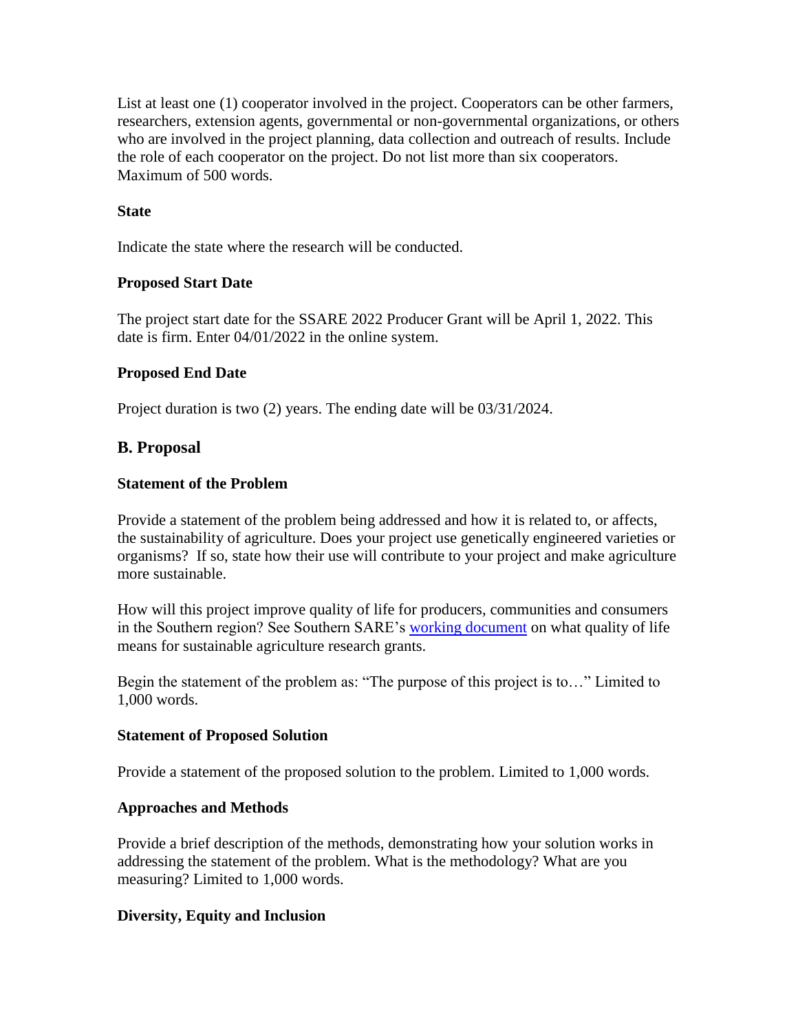List at least one (1) cooperator involved in the project. Cooperators can be other farmers, researchers, extension agents, governmental or non-governmental organizations, or others who are involved in the project planning, data collection and outreach of results. Include the role of each cooperator on the project. Do not list more than six cooperators. Maximum of 500 words.

**State**

Indicate the state where the research will be conducted.

**Proposed Start Date**

The project start date for the SSARE 2022 Producer Grant will be April 1, 2022. This date is firm. Enter 04/01/2022 in the online system.

**Proposed End Date**

Project duration is two (2) years. The ending date will be 03/31/2024.

## B. Proposal

**Statement of the Problem**

Provide a statement of the problem being addressed and how it is related to, or affects, the sustainability of agriculture. Does your project use genetically engineered varieties or organisms? If so, state how their use will contribute to your project and make agriculture more sustainable.

How will this project improve quality of life for producers, communities and consumers in the Southern region? See Southern SARE's working document on what quality of life means for sustainable agriculture research grants.

Begin the statement of the problem as: "The purpose of this project is to…" Limited to 1,000 words.

**Statement of Proposed Solution**

Provide a statement of the proposed solution to the problem. Limited to 1,000 words.

**Approaches and Methods**

Provide a brief description of the methods, demonstrating how your solution works in addressing the statement of the problem. What is the methodology? What are you measuring? Limited to 1,000 words.

**Diversity, Equity and Inclusion**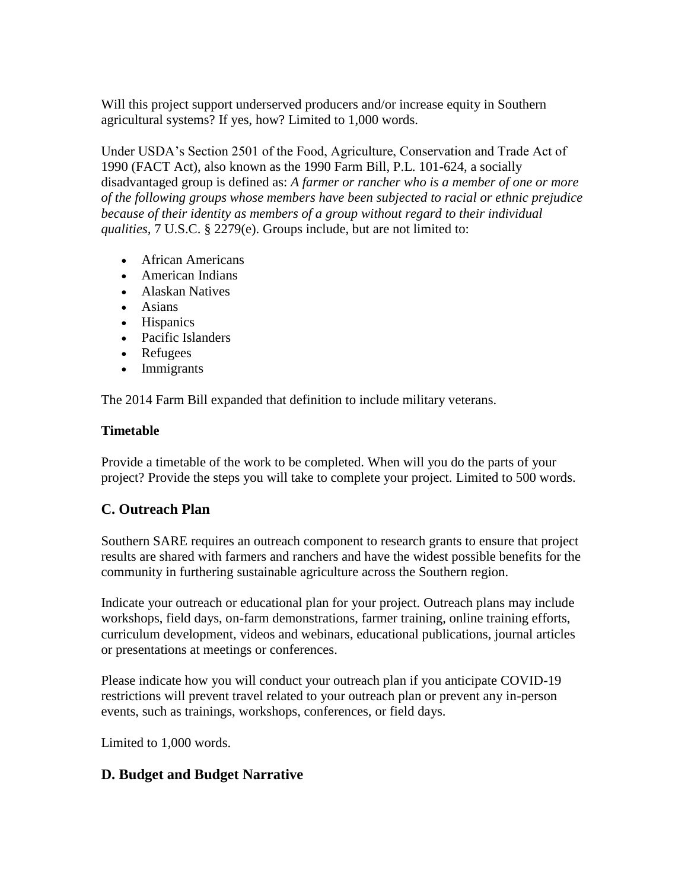Will this project support underserved producers and/or increase equity in Southern agricultural systems? If yes, how? Limited to 1,000 words.

Under USDA's Section 2501 of the Food, Agriculture, Conservation and Trade Act of 1990 (FACT Act), also known as the 1990 Farm Bill, P.L. 101-624, a socially disadvantaged group is defined as: *A farmer or rancher who is a member of one or more of the following groups whose members have been subjected to racial or ethnic prejudice because of their identity as members of a group without regard to their individual qualities*, 7 U.S.C. § 2279(e). Groups include, but are not limited to:

- African Americans
- American Indians
- Alaskan Natives
- Asians
- Hispanics
- Pacific Islanders
- Refugees
- Immigrants

The 2014 Farm Bill expanded that definition to include military veterans.

**Timetable**

Provide a timetable of the work to be completed. When will you do the parts of your project? Provide the steps you will take to complete your project. Limited to 500 words.

## C. Outreach Plan

Southern SARE requires an outreach component to research grants to ensure that project results are shared with farmers and ranchers and have the widest possible benefits for the community in furthering sustainable agriculture across the Southern region.

Indicate your outreach or educational plan for your project. Outreach plans may include workshops, field days, on-farm demonstrations, farmer training, online training efforts, curriculum development, videos and webinars, educational publications, journal articles or presentations at meetings or conferences.

Please indicate how you will conduct your outreach plan if you anticipate COVID-19 restrictions will prevent travel related to your outreach plan or prevent any in-person events, such as trainings, workshops, conferences, or field days.

Limited to 1,000 words.

## D. Budget and Budget Narrative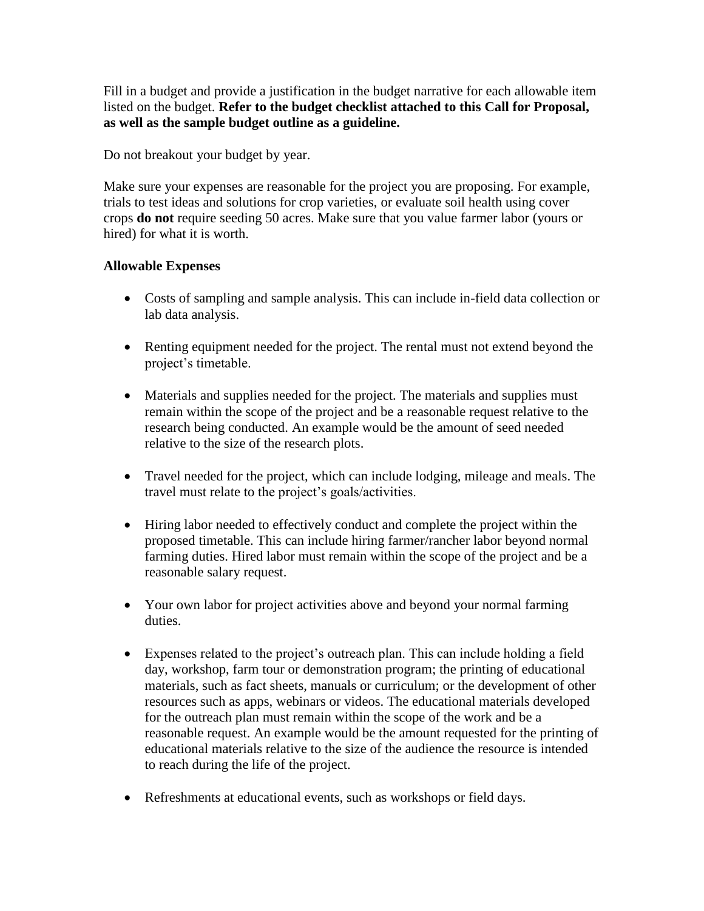Fill in a budget and provide a justification in the budget narrative for each allowable item listed on the budget. **Refer to the budget checklist attached to this Call for Proposal, as well as the sample budget outline as a guideline.**

Do not breakout your budget by year.

Make sure your expenses are reasonable for the project you are proposing. For example, trials to test ideas and solutions for crop varieties, or evaluate soil health using cover crops **do not** require seeding 50 acres. Make sure that you value farmer labor (yours or hired) for what it is worth.

**Allowable Expenses**

- Costs of sampling and sample analysis. This can include in-field data collection or lab data analysis.
- Renting equipment needed for the project. The rental must not extend beyond the project's timetable.
- Materials and supplies needed for the project. The materials and supplies must remain within the scope of the project and be a reasonable request relative to the research being conducted. An example would be the amount of seed needed relative to the size of the research plots.
- Travel needed for the project, which can include lodging, mileage and meals. The travel must relate to the project's goals/activities.
- Hiring labor needed to effectively conduct and complete the project within the proposed timetable. This can include hiring farmer/rancher labor beyond normal farming duties. Hired labor must remain within the scope of the project and be a reasonable salary request.
- Your own labor for project activities above and beyond your normal farming duties.
- Expenses related to the project's outreach plan. This can include holding a field day, workshop, farm tour or demonstration program; the printing of educational materials, such as fact sheets, manuals or curriculum; or the development of other resources such as apps, webinars or videos. The educational materials developed for the outreach plan must remain within the scope of the work and be a reasonable request. An example would be the amount requested for the printing of educational materials relative to the size of the audience the resource is intended to reach during the life of the project.
- Refreshments at educational events, such as workshops or field days.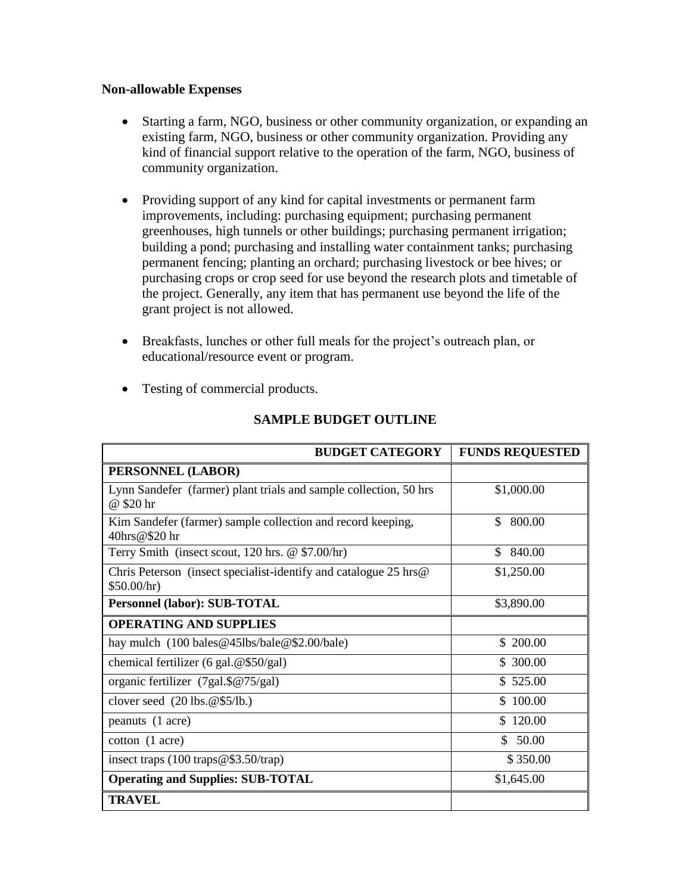**Non-allowable Expenses**

- Starting a farm, NGO, business or other community organization, or expanding an existing farm, NGO, business or other community organization. Providing any kind of financial support relative to the operation of the farm, NGO, business of community organization.

- Providing support of any kind for capital investments or permanent farm improvements, including: purchasing equipment; purchasing permanent greenhouses, high tunnels or other buildings; purchasing permanent irrigation; building a pond; purchasing and installing water containment tanks; purchasing permanent fencing; planting an orchard; purchasing livestock or bee hives; or purchasing crops or crop seed for use beyond the research plots and timetable of the project. Generally, any item that has permanent use beyond the life of the grant project is not allowed.

- Breakfasts, lunches or other full meals for the project's outreach plan, or educational/resource event or program.

- Testing of commercial products.

## SAMPLE BUDGET OUTLINE

| BUDGET CATEGORY | FUNDS REQUESTED |
|---|---|
| **PERSONNEL (LABOR)** | |
| Lynn Sandefer (farmer) plant trials and sample collection, 50 hrs @ $20 hr | $1,000.00 |
| Kim Sandefer (farmer) sample collection and record keeping, 40hrs@$20 hr | $ 800.00 |
| Terry Smith (insect scout, 120 hrs. @ $7.00/hr) | $ 840.00 |
| Chris Peterson (insect specialist-identify and catalogue 25 hrs@ $50.00/hr) | $1,250.00 |
| **Personnel (labor): SUB-TOTAL** | $3,890.00 |
| **OPERATING AND SUPPLIES** | |
| hay mulch (100 bales@45lbs/bale@$2.00/bale) | $ 200.00 |
| chemical fertilizer (6 gal.@$50/gal) | $ 300.00 |
| organic fertilizer (7gal.$@75/gal) | $ 525.00 |
| clover seed (20 lbs.@$5/lb.) | $ 100.00 |
| peanuts (1 acre) | $ 120.00 |
| cotton (1 acre) | $ 50.00 |
| insect traps (100 traps@$3.50/trap) | $ 350.00 |
| **Operating and Supplies: SUB-TOTAL** | $1,645.00 |
| **TRAVEL** | |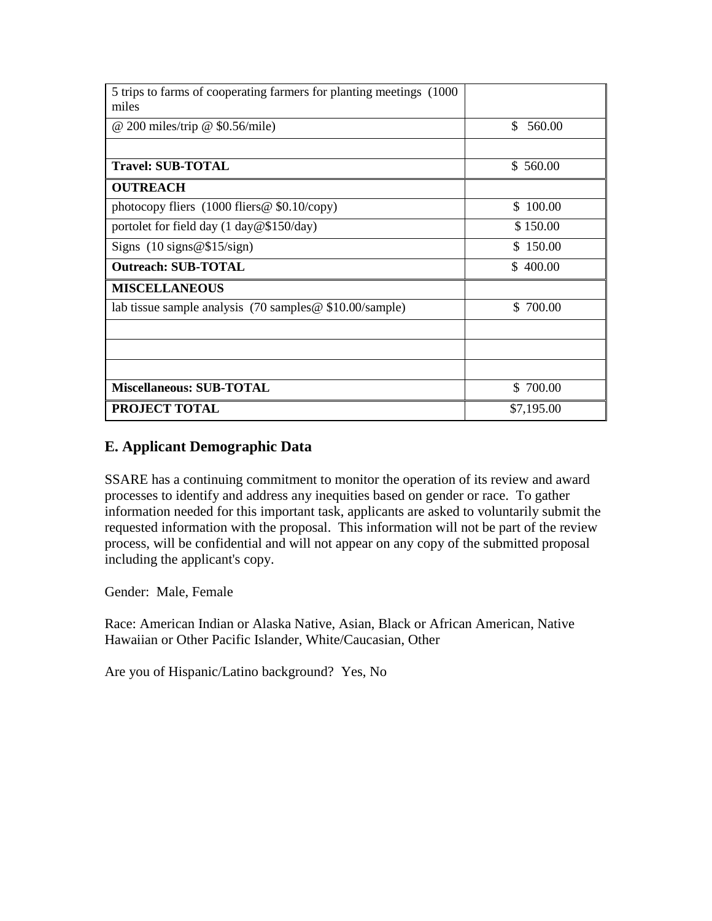| | |
|---|---|
| 5 trips to farms of cooperating farmers for planting meetings (1000 miles | |
| @ 200 miles/trip @ $0.56/mile) | $ 560.00 |
| | |
| **Travel: SUB-TOTAL** | $ 560.00 |
| **OUTREACH** | |
| photocopy fliers (1000 fliers@ $0.10/copy) | $ 100.00 |
| portolet for field day (1 day@$150/day) | $ 150.00 |
| Signs (10 signs@$15/sign) | $ 150.00 |
| **Outreach: SUB-TOTAL** | $ 400.00 |
| **MISCELLANEOUS** | |
| lab tissue sample analysis (70 samples@ $10.00/sample) | $ 700.00 |
| | |
| | |
| | |
| **Miscellaneous: SUB-TOTAL** | $ 700.00 |
| **PROJECT TOTAL** | $7,195.00 |

## E. Applicant Demographic Data

SSARE has a continuing commitment to monitor the operation of its review and award processes to identify and address any inequities based on gender or race. To gather information needed for this important task, applicants are asked to voluntarily submit the requested information with the proposal. This information will not be part of the review process, will be confidential and will not appear on any copy of the submitted proposal including the applicant's copy.

Gender: Male, Female

Race: American Indian or Alaska Native, Asian, Black or African American, Native Hawaiian or Other Pacific Islander, White/Caucasian, Other

Are you of Hispanic/Latino background? Yes, No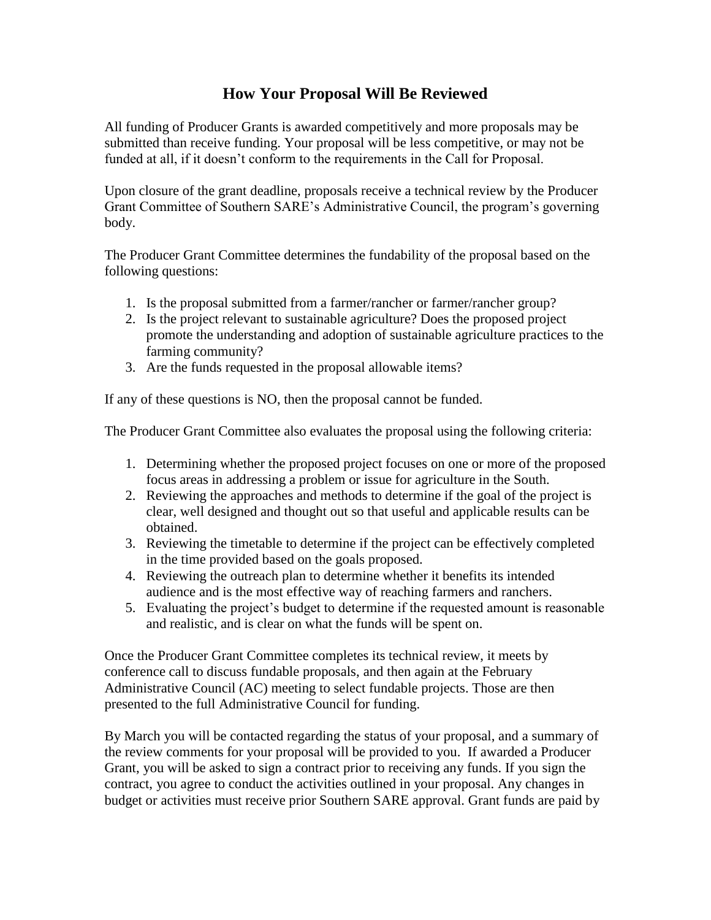# How Your Proposal Will Be Reviewed

All funding of Producer Grants is awarded competitively and more proposals may be submitted than receive funding. Your proposal will be less competitive, or may not be funded at all, if it doesn't conform to the requirements in the Call for Proposal.

Upon closure of the grant deadline, proposals receive a technical review by the Producer Grant Committee of Southern SARE's Administrative Council, the program's governing body.

The Producer Grant Committee determines the fundability of the proposal based on the following questions:

1. Is the proposal submitted from a farmer/rancher or farmer/rancher group?
2. Is the project relevant to sustainable agriculture? Does the proposed project promote the understanding and adoption of sustainable agriculture practices to the farming community?
3. Are the funds requested in the proposal allowable items?

If any of these questions is NO, then the proposal cannot be funded.

The Producer Grant Committee also evaluates the proposal using the following criteria:

1. Determining whether the proposed project focuses on one or more of the proposed focus areas in addressing a problem or issue for agriculture in the South.
2. Reviewing the approaches and methods to determine if the goal of the project is clear, well designed and thought out so that useful and applicable results can be obtained.
3. Reviewing the timetable to determine if the project can be effectively completed in the time provided based on the goals proposed.
4. Reviewing the outreach plan to determine whether it benefits its intended audience and is the most effective way of reaching farmers and ranchers.
5. Evaluating the project's budget to determine if the requested amount is reasonable and realistic, and is clear on what the funds will be spent on.

Once the Producer Grant Committee completes its technical review, it meets by conference call to discuss fundable proposals, and then again at the February Administrative Council (AC) meeting to select fundable projects. Those are then presented to the full Administrative Council for funding.

By March you will be contacted regarding the status of your proposal, and a summary of the review comments for your proposal will be provided to you. If awarded a Producer Grant, you will be asked to sign a contract prior to receiving any funds. If you sign the contract, you agree to conduct the activities outlined in your proposal. Any changes in budget or activities must receive prior Southern SARE approval. Grant funds are paid by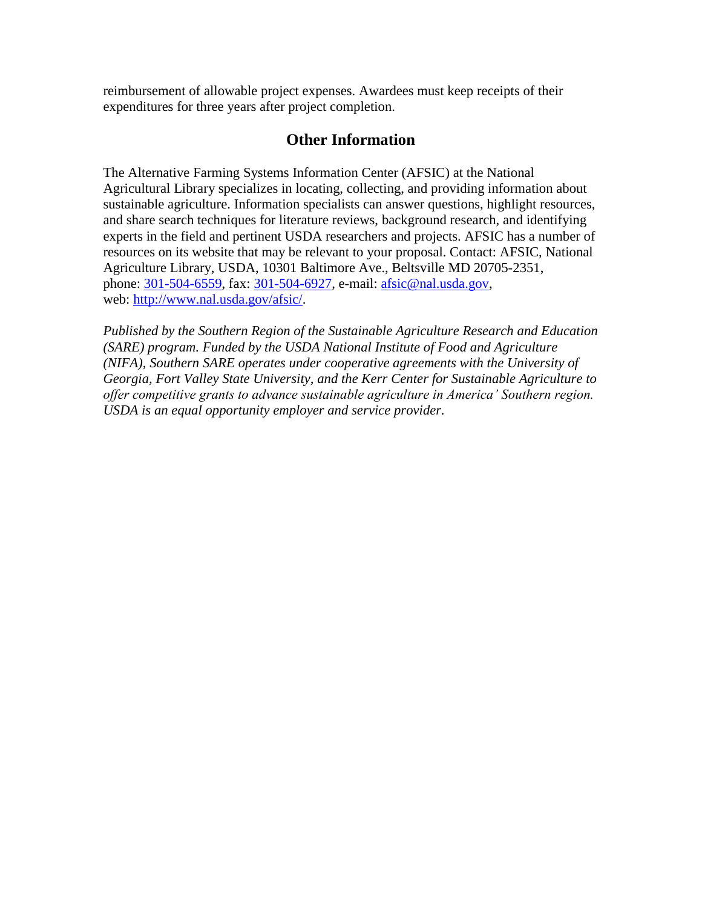reimbursement of allowable project expenses. Awardees must keep receipts of their expenditures for three years after project completion.

## Other Information

The Alternative Farming Systems Information Center (AFSIC) at the National Agricultural Library specializes in locating, collecting, and providing information about sustainable agriculture. Information specialists can answer questions, highlight resources, and share search techniques for literature reviews, background research, and identifying experts in the field and pertinent USDA researchers and projects. AFSIC has a number of resources on its website that may be relevant to your proposal. Contact: AFSIC, National Agriculture Library, USDA, 10301 Baltimore Ave., Beltsville MD 20705-2351, phone: 301-504-6559, fax: 301-504-6927, e-mail: afsic@nal.usda.gov, web: http://www.nal.usda.gov/afsic/.

*Published by the Southern Region of the Sustainable Agriculture Research and Education (SARE) program. Funded by the USDA National Institute of Food and Agriculture (NIFA), Southern SARE operates under cooperative agreements with the University of Georgia, Fort Valley State University, and the Kerr Center for Sustainable Agriculture to offer competitive grants to advance sustainable agriculture in America' Southern region. USDA is an equal opportunity employer and service provider.*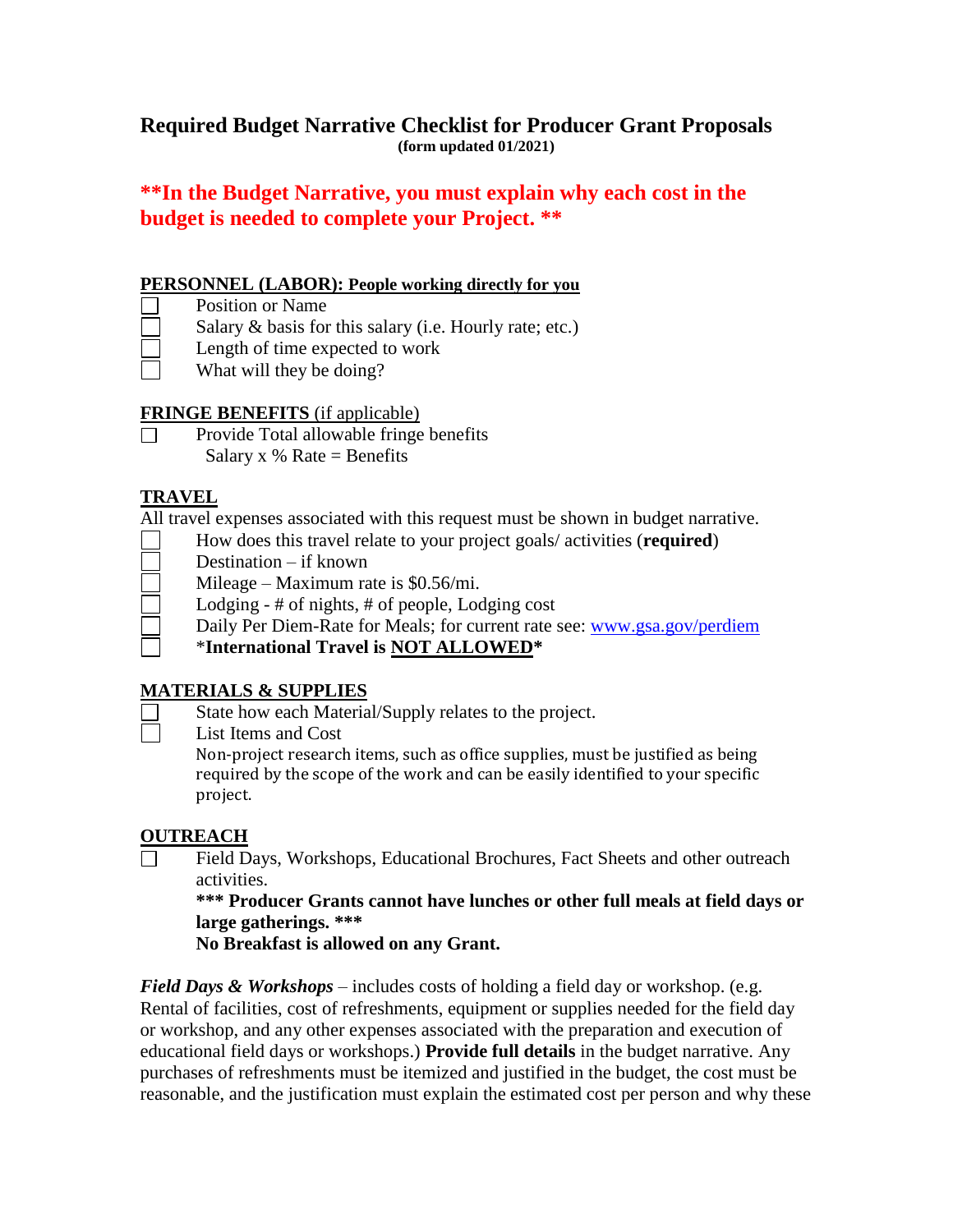# Required Budget Narrative Checklist for Producer Grant Proposals

**(form updated 01/2021)**

**\*\*In the Budget Narrative, you must explain why each cost in the budget is needed to complete your Project. \*\***

## PERSONNEL (LABOR): People working directly for you

- ☐ Position or Name
- ☐ Salary & basis for this salary (i.e. Hourly rate; etc.)
- ☐ Length of time expected to work
- ☐ What will they be doing?

## FRINGE BENEFITS (if applicable)

- ☐ Provide Total allowable fringe benefits
  Salary x % Rate = Benefits

## TRAVEL

All travel expenses associated with this request must be shown in budget narrative.

- ☐ How does this travel relate to your project goals/ activities (**required**)
- ☐ Destination – if known
- ☐ Mileage – Maximum rate is $0.56/mi.
- ☐ Lodging - # of nights, # of people, Lodging cost
- ☐ Daily Per Diem-Rate for Meals; for current rate see: www.gsa.gov/perdiem
- ☐ \***International Travel is NOT ALLOWED**\*

## MATERIALS & SUPPLIES

- ☐ State how each Material/Supply relates to the project.
- ☐ List Items and Cost

  Non-project research items, such as office supplies, must be justified as being required by the scope of the work and can be easily identified to your specific project.

## OUTREACH

- ☐ Field Days, Workshops, Educational Brochures, Fact Sheets and other outreach activities.

  **\*\*\* Producer Grants cannot have lunches or other full meals at field days or large gatherings. \*\*\***

  **No Breakfast is allowed on any Grant.**

***Field Days & Workshops*** – includes costs of holding a field day or workshop. (e.g. Rental of facilities, cost of refreshments, equipment or supplies needed for the field day or workshop, and any other expenses associated with the preparation and execution of educational field days or workshops.) **Provide full details** in the budget narrative. Any purchases of refreshments must be itemized and justified in the budget, the cost must be reasonable, and the justification must explain the estimated cost per person and why these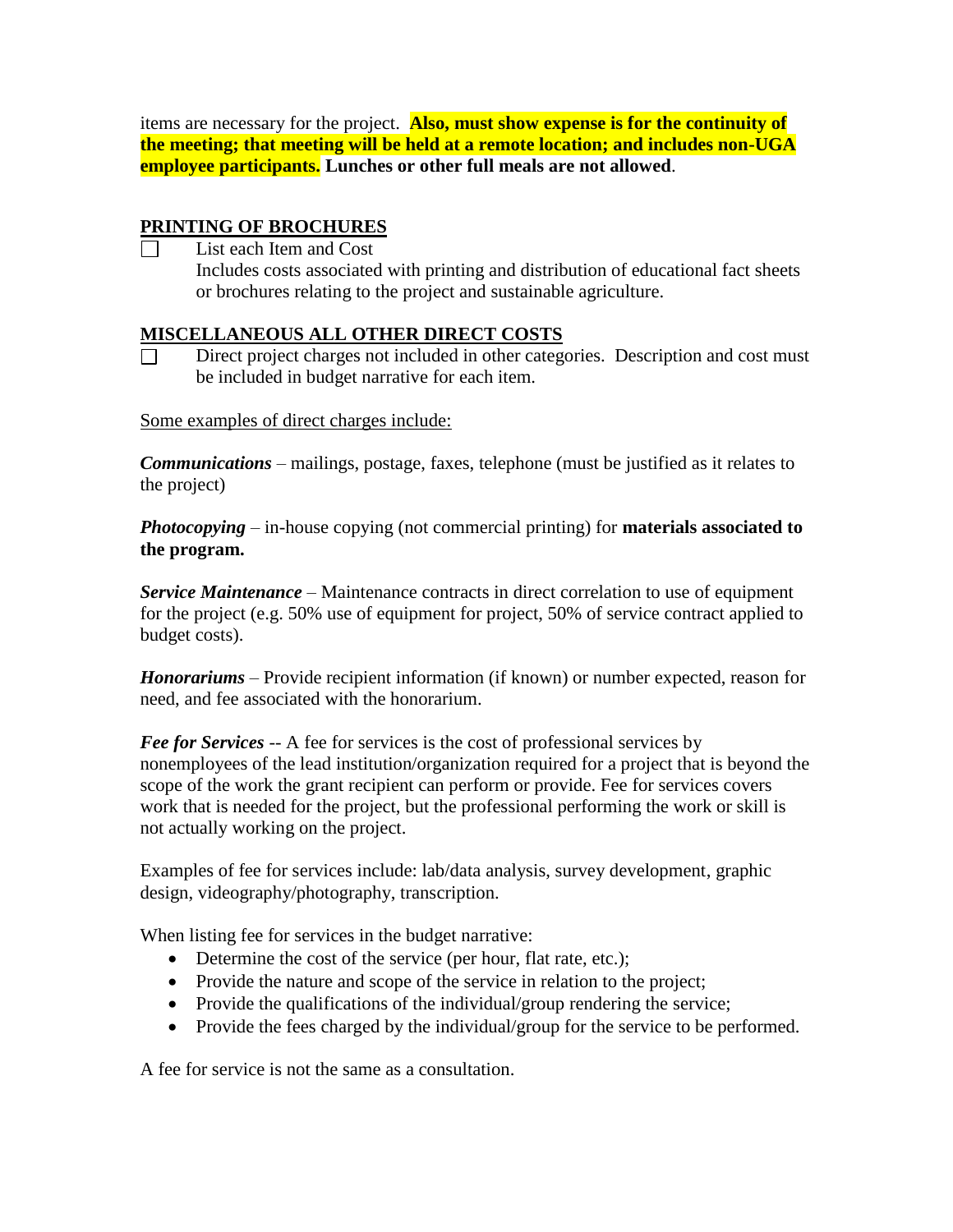items are necessary for the project. **Also, must show expense is for the continuity of the meeting; that meeting will be held at a remote location; and includes non-UGA employee participants. Lunches or other full meals are not allowed**.

## PRINTING OF BROCHURES

- [ ] List each Item and Cost
  Includes costs associated with printing and distribution of educational fact sheets or brochures relating to the project and sustainable agriculture.

## MISCELLANEOUS ALL OTHER DIRECT COSTS

- [ ] Direct project charges not included in other categories. Description and cost must be included in budget narrative for each item.

Some examples of direct charges include:

***Communications*** – mailings, postage, faxes, telephone (must be justified as it relates to the project)

***Photocopying*** – in-house copying (not commercial printing) for **materials associated to the program.**

***Service Maintenance*** – Maintenance contracts in direct correlation to use of equipment for the project (e.g. 50% use of equipment for project, 50% of service contract applied to budget costs).

***Honorariums*** – Provide recipient information (if known) or number expected, reason for need, and fee associated with the honorarium.

***Fee for Services*** -- A fee for services is the cost of professional services by nonemployees of the lead institution/organization required for a project that is beyond the scope of the work the grant recipient can perform or provide. Fee for services covers work that is needed for the project, but the professional performing the work or skill is not actually working on the project.

Examples of fee for services include: lab/data analysis, survey development, graphic design, videography/photography, transcription.

When listing fee for services in the budget narrative:

- Determine the cost of the service (per hour, flat rate, etc.);
- Provide the nature and scope of the service in relation to the project;
- Provide the qualifications of the individual/group rendering the service;
- Provide the fees charged by the individual/group for the service to be performed.

A fee for service is not the same as a consultation.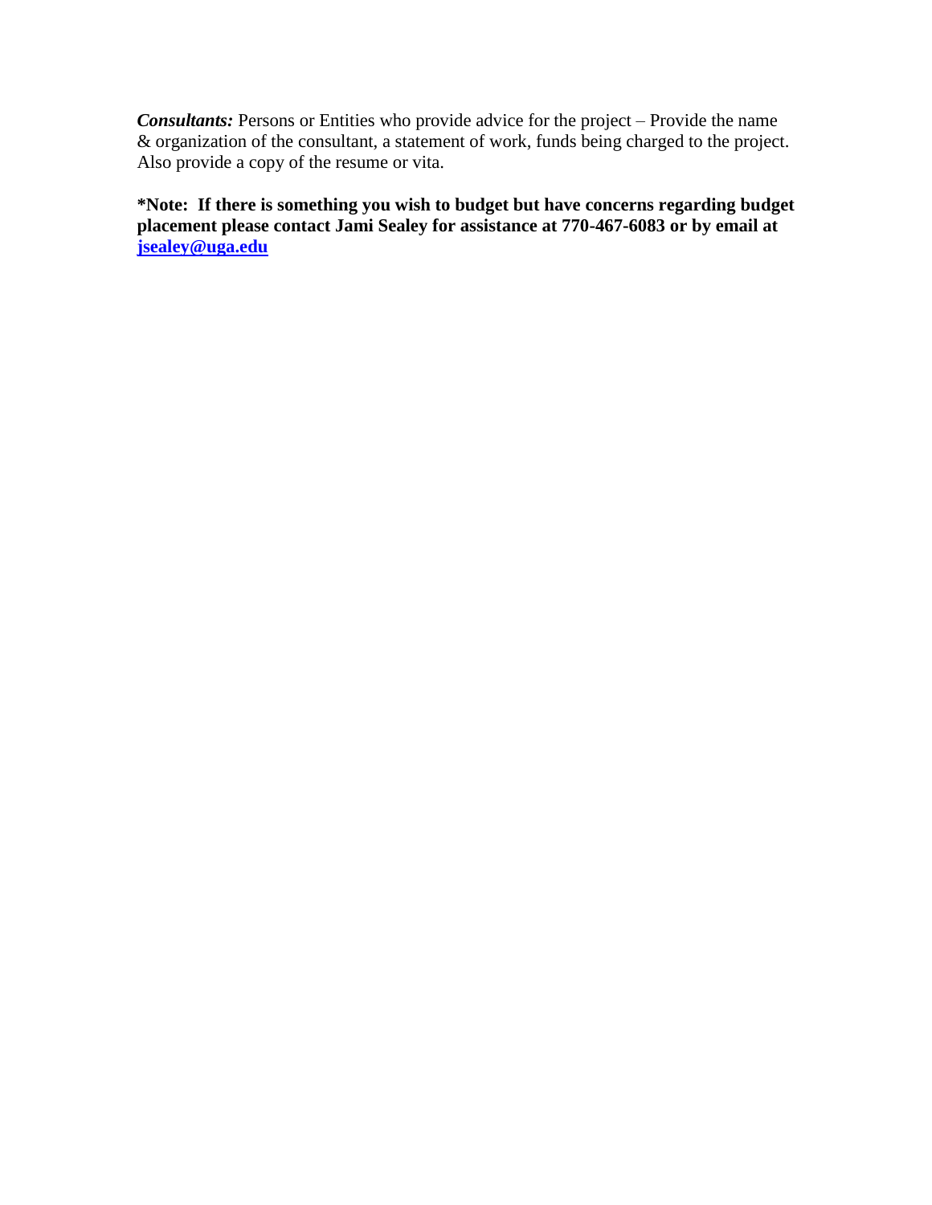***Consultants:*** Persons or Entities who provide advice for the project – Provide the name & organization of the consultant, a statement of work, funds being charged to the project. Also provide a copy of the resume or vita.

**\*Note: If there is something you wish to budget but have concerns regarding budget placement please contact Jami Sealey for assistance at 770-467-6083 or by email at [jsealey@uga.edu](mailto:jsealey@uga.edu)**